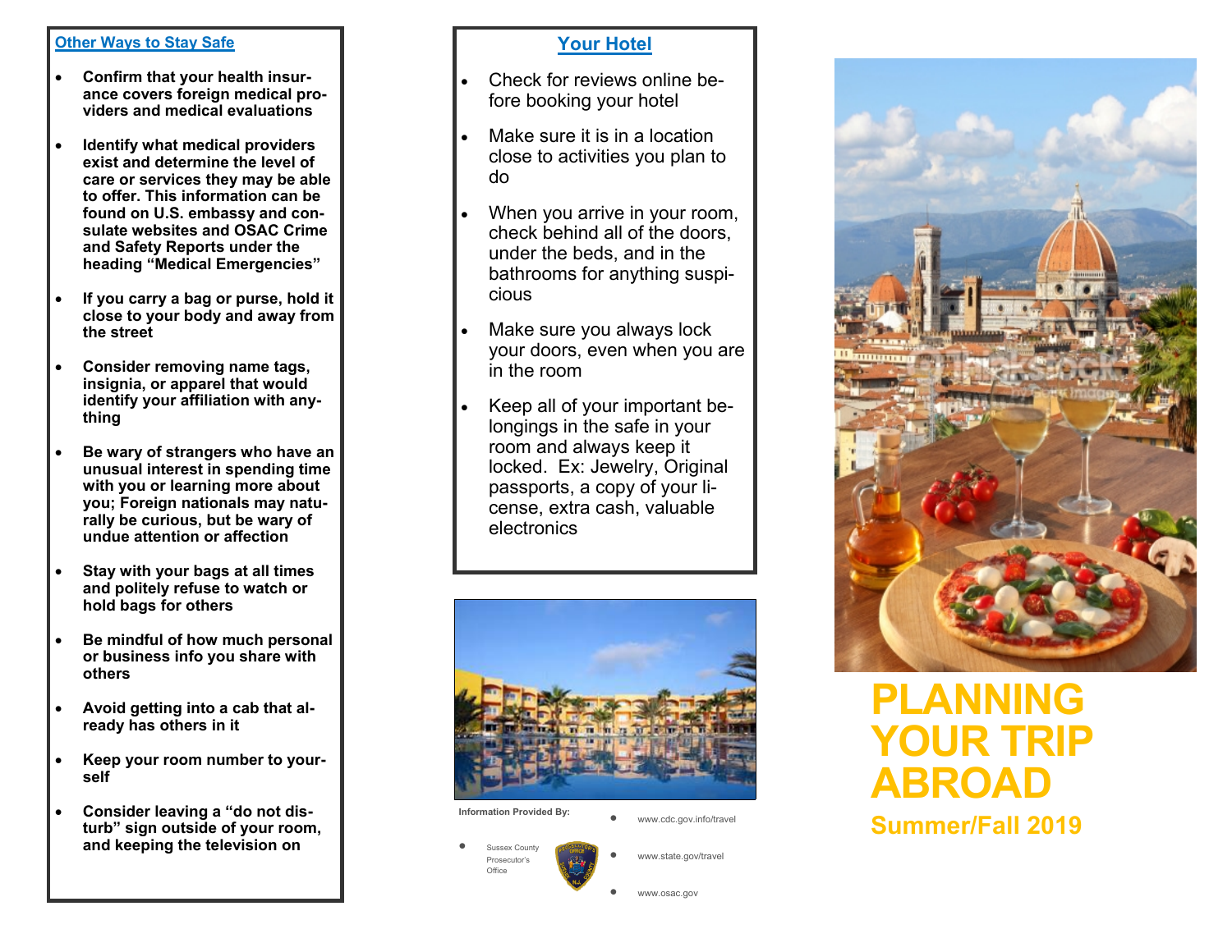## Other Ways to Stay Safe

- **Confirm that your health insurance covers foreign medical providers and medical evaluations**
- **Identify what medical providers exist and determine the level of care or services they may be able to offer. This information can be found on U.S. embassy and consulate websites and OSAC Crime and Safety Reports under the heading "Medical Emergencies"**
- **If you carry a bag or purse, hold it close to your body and away from the street**
- **Consider removing name tags, insignia, or apparel that would identify your affiliation with anything**
- **Be wary of strangers who have an unusual interest in spending time with you or learning more about you; Foreign nationals may naturally be curious, but be wary of undue attention or affection**
- **Stay with your bags at all times and politely refuse to watch or hold bags for others**
- **Be mindful of how much personal or business info you share with others**
- **Avoid getting into a cab that already has others in it**
- **Keep your room number to yourself**
- **Consider leaving a "do not disturb" sign outside of your room, and keeping the television on**

## Your Hotel

- Check for reviews online before booking your hotel
- Make sure it is in a location close to activities you plan to do
- When you arrive in your room, check behind all of the doors, under the beds, and in the bathrooms for anything suspicious
- Make sure you always lock your doors, even when you are in the room
- Keep all of your important belongings in the safe in your room and always keep it locked. Ex: Jewelry, Original passports, a copy of your license, extra cash, valuable electronics

**Information Provided By:**

- Sussex County Prosecutor's Office
- www.cdc.gov.info/travel
- www.state.gov/travel
- www.osac.gov

# PLANNING YOUR TRIP ABROAD

## Summer/Fall 2019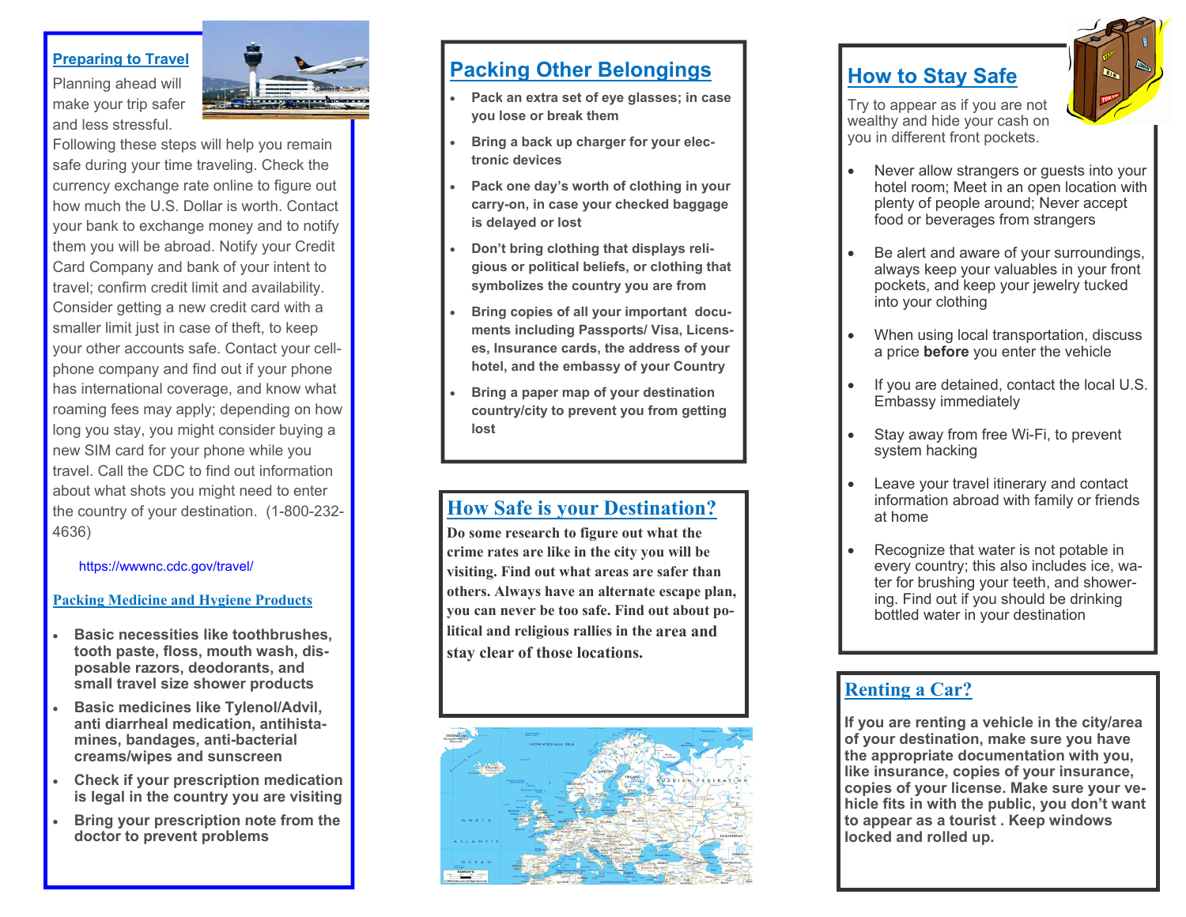## Preparing to Travel

Planning ahead will make your trip safer and less stressful. Following these steps will help you remain safe during your time traveling. Check the currency exchange rate online to figure out how much the U.S. Dollar is worth. Contact your bank to exchange money and to notify them you will be abroad. Notify your Credit Card Company and bank of your intent to travel; confirm credit limit and availability. Consider getting a new credit card with a smaller limit just in case of theft, to keep your other accounts safe. Contact your cellphone company and find out if your phone has international coverage, and know what roaming fees may apply; depending on how long you stay, you might consider buying a new SIM card for your phone while you travel. Call the CDC to find out information about what shots you might need to enter the country of your destination. (1-800-232-4636)

https://wwwnc.cdc.gov/travel/

## Packing Medicine and Hygiene Products

- **Basic necessities like toothbrushes, tooth paste, floss, mouth wash, disposable razors, deodorants, and small travel size shower products**
- **Basic medicines like Tylenol/Advil, anti diarrheal medication, antihistamines, bandages, anti-bacterial creams/wipes and sunscreen**
- **Check if your prescription medication is legal in the country you are visiting**
- **Bring your prescription note from the doctor to prevent problems**

## Packing Other Belongings

- **Pack an extra set of eye glasses; in case you lose or break them**
- **Bring a back up charger for your electronic devices**
- **Pack one day's worth of clothing in your carry-on, in case your checked baggage is delayed or lost**
- **Don't bring clothing that displays religious or political beliefs, or clothing that symbolizes the country you are from**
- **Bring copies of all your important documents including Passports/ Visa, Licenses, Insurance cards, the address of your hotel, and the embassy of your Country**
- **Bring a paper map of your destination country/city to prevent you from getting lost**

## How Safe is your Destination?

**Do some research to figure out what the crime rates are like in the city you will be visiting. Find out what areas are safer than others. Always have an alternate escape plan, you can never be too safe. Find out about political and religious rallies in the area and stay clear of those locations.**

## How to Stay Safe

Try to appear as if you are not wealthy and hide your cash on you in different front pockets.

- Never allow strangers or guests into your hotel room; Meet in an open location with plenty of people around; Never accept food or beverages from strangers
- Be alert and aware of your surroundings, always keep your valuables in your front pockets, and keep your jewelry tucked into your clothing
- When using local transportation, discuss a price **before** you enter the vehicle
- If you are detained, contact the local U.S. Embassy immediately
- Stay away from free Wi-Fi, to prevent system hacking
- Leave your travel itinerary and contact information abroad with family or friends at home
- Recognize that water is not potable in every country; this also includes ice, water for brushing your teeth, and showering. Find out if you should be drinking bottled water in your destination

## Renting a Car?

**If you are renting a vehicle in the city/area of your destination, make sure you have the appropriate documentation with you, like insurance, copies of your insurance, copies of your license. Make sure your vehicle fits in with the public, you don't want to appear as a tourist . Keep windows locked and rolled up.**